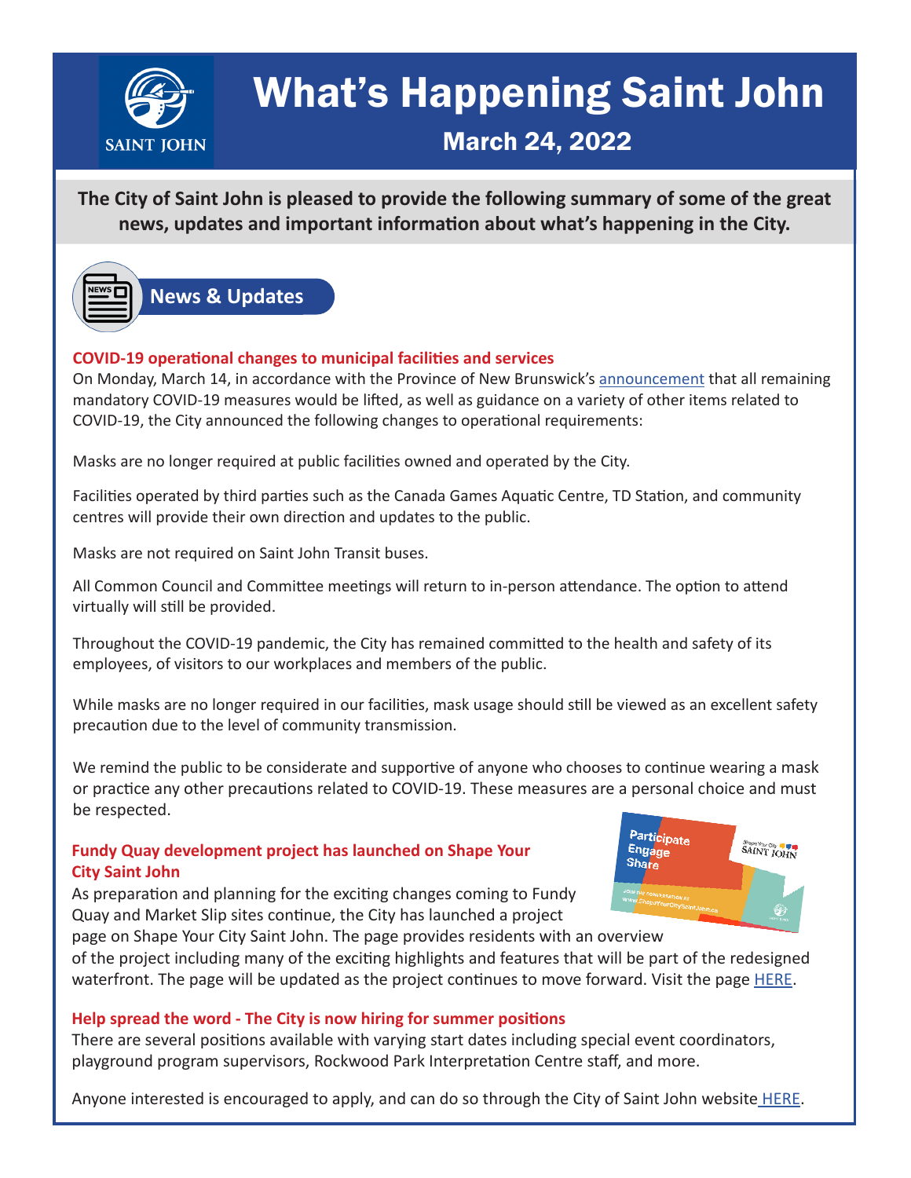# What's Happening Saint John

## March 24, 2022

**The City of Saint John is pleased to provide the following summary of some of the great news, updates and important information about what's happening in the City.**

## News & Updates

### COVID-19 operational changes to municipal facilities and services

On Monday, March 14, in accordance with the Province of New Brunswick's announcement that all remaining mandatory COVID-19 measures would be lifted, as well as guidance on a variety of other items related to COVID-19, the City announced the following changes to operational requirements:

Masks are no longer required at public facilities owned and operated by the City.

Facilities operated by third parties such as the Canada Games Aquatic Centre, TD Station, and community centres will provide their own direction and updates to the public.

Masks are not required on Saint John Transit buses.

All Common Council and Committee meetings will return to in-person attendance. The option to attend virtually will still be provided.

Throughout the COVID-19 pandemic, the City has remained committed to the health and safety of its employees, of visitors to our workplaces and members of the public.

While masks are no longer required in our facilities, mask usage should still be viewed as an excellent safety precaution due to the level of community transmission.

We remind the public to be considerate and supportive of anyone who chooses to continue wearing a mask or practice any other precautions related to COVID-19. These measures are a personal choice and must be respected.

### Fundy Quay development project has launched on Shape Your City Saint John

As preparation and planning for the exciting changes coming to Fundy Quay and Market Slip sites continue, the City has launched a project page on Shape Your City Saint John. The page provides residents with an overview of the project including many of the exciting highlights and features that will be part of the redesigned waterfront. The page will be updated as the project continues to move forward. Visit the page HERE.

### Help spread the word - The City is now hiring for summer positions

There are several positions available with varying start dates including special event coordinators, playground program supervisors, Rockwood Park Interpretation Centre staff, and more.

Anyone interested is encouraged to apply, and can do so through the City of Saint John website HERE.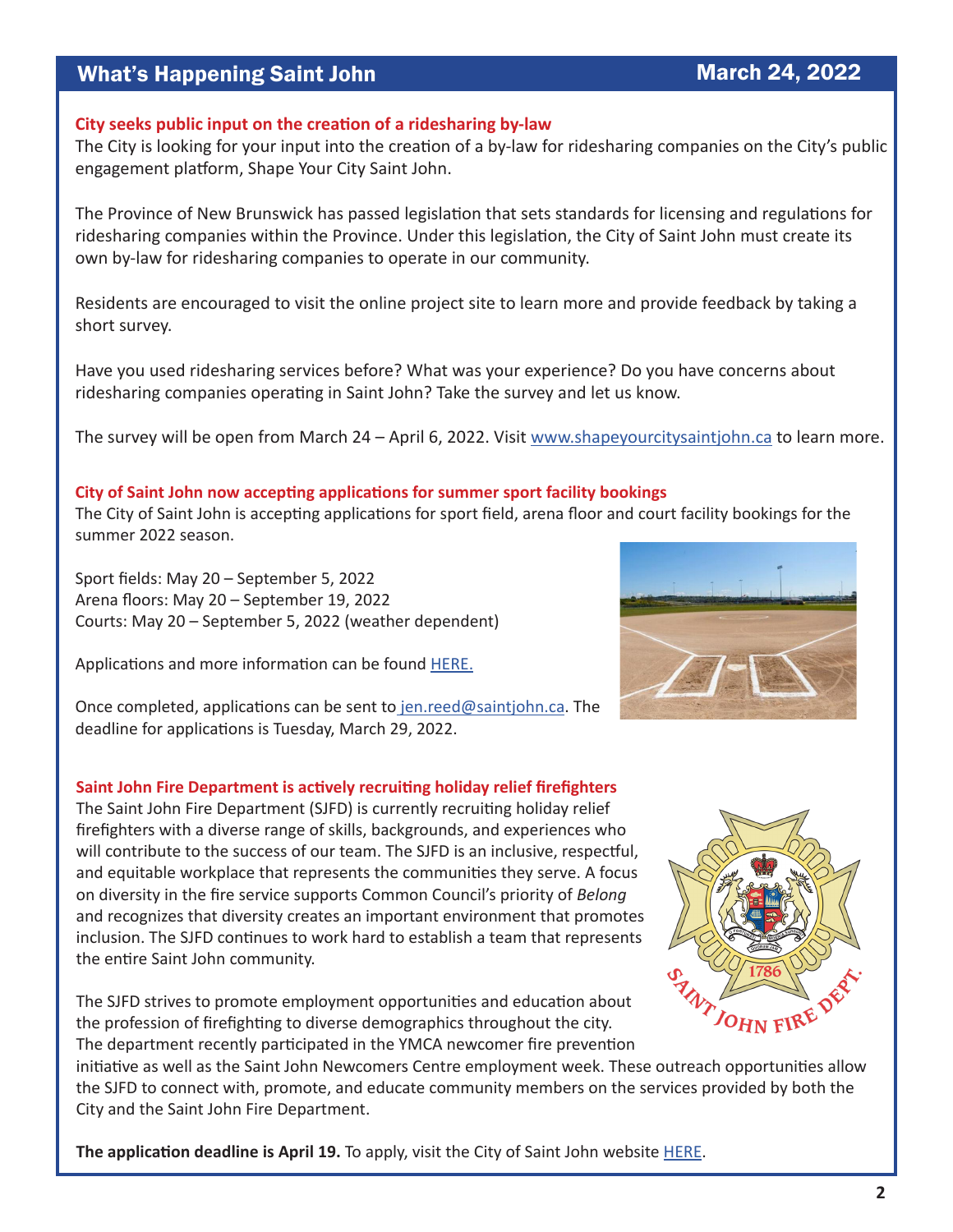## City seeks public input on the creation of a ridesharing by-law

The City is looking for your input into the creation of a by-law for ridesharing companies on the City's public engagement platform, Shape Your City Saint John.

The Province of New Brunswick has passed legislation that sets standards for licensing and regulations for ridesharing companies within the Province. Under this legislation, the City of Saint John must create its own by-law for ridesharing companies to operate in our community.

Residents are encouraged to visit the online project site to learn more and provide feedback by taking a short survey.

Have you used ridesharing services before? What was your experience? Do you have concerns about ridesharing companies operating in Saint John? Take the survey and let us know.

The survey will be open from March 24 – April 6, 2022. Visit www.shapeyourcitysaintjohn.ca to learn more.

## City of Saint John now accepting applications for summer sport facility bookings

The City of Saint John is accepting applications for sport field, arena floor and court facility bookings for the summer 2022 season.

Sport fields: May 20 – September 5, 2022
Arena floors: May 20 – September 19, 2022
Courts: May 20 – September 5, 2022 (weather dependent)

Applications and more information can be found HERE.

Once completed, applications can be sent to jen.reed@saintjohn.ca. The deadline for applications is Tuesday, March 29, 2022.

## Saint John Fire Department is actively recruiting holiday relief firefighters

The Saint John Fire Department (SJFD) is currently recruiting holiday relief firefighters with a diverse range of skills, backgrounds, and experiences who will contribute to the success of our team. The SJFD is an inclusive, respectful, and equitable workplace that represents the communities they serve. A focus on diversity in the fire service supports Common Council's priority of *Belong* and recognizes that diversity creates an important environment that promotes inclusion. The SJFD continues to work hard to establish a team that represents the entire Saint John community.

The SJFD strives to promote employment opportunities and education about the profession of firefighting to diverse demographics throughout the city. The department recently participated in the YMCA newcomer fire prevention initiative as well as the Saint John Newcomers Centre employment week. These outreach opportunities allow the SJFD to connect with, promote, and educate community members on the services provided by both the City and the Saint John Fire Department.

**The application deadline is April 19.** To apply, visit the City of Saint John website HERE.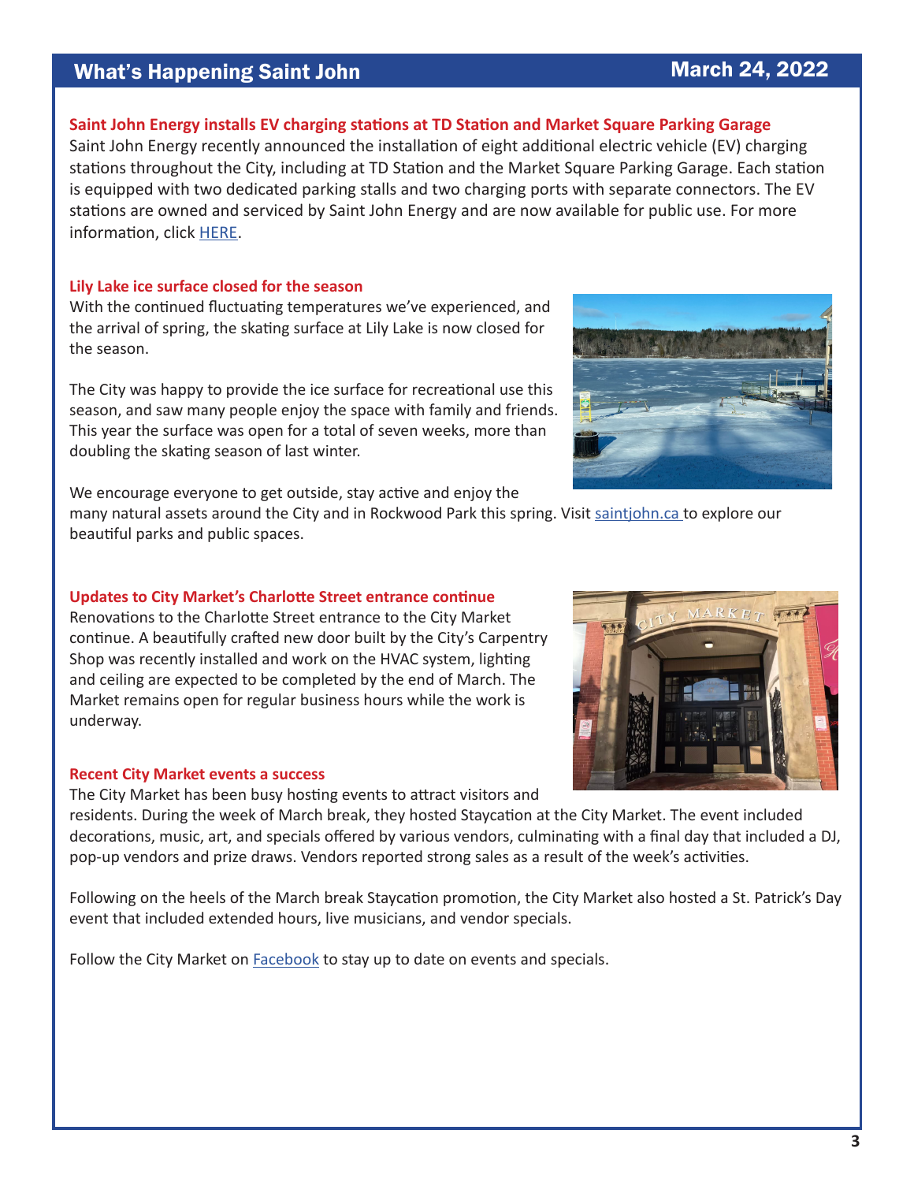## Saint John Energy installs EV charging stations at TD Station and Market Square Parking Garage

Saint John Energy recently announced the installation of eight additional electric vehicle (EV) charging stations throughout the City, including at TD Station and the Market Square Parking Garage. Each station is equipped with two dedicated parking stalls and two charging ports with separate connectors. The EV stations are owned and serviced by Saint John Energy and are now available for public use. For more information, click HERE.

## Lily Lake ice surface closed for the season

With the continued fluctuating temperatures we've experienced, and the arrival of spring, the skating surface at Lily Lake is now closed for the season.

The City was happy to provide the ice surface for recreational use this season, and saw many people enjoy the space with family and friends. This year the surface was open for a total of seven weeks, more than doubling the skating season of last winter.

We encourage everyone to get outside, stay active and enjoy the many natural assets around the City and in Rockwood Park this spring. Visit saintjohn.ca to explore our beautiful parks and public spaces.

## Updates to City Market's Charlotte Street entrance continue

Renovations to the Charlotte Street entrance to the City Market continue. A beautifully crafted new door built by the City's Carpentry Shop was recently installed and work on the HVAC system, lighting and ceiling are expected to be completed by the end of March. The Market remains open for regular business hours while the work is underway.

## Recent City Market events a success

The City Market has been busy hosting events to attract visitors and residents. During the week of March break, they hosted Staycation at the City Market. The event included decorations, music, art, and specials offered by various vendors, culminating with a final day that included a DJ, pop-up vendors and prize draws. Vendors reported strong sales as a result of the week's activities.

Following on the heels of the March break Staycation promotion, the City Market also hosted a St. Patrick's Day event that included extended hours, live musicians, and vendor specials.

Follow the City Market on Facebook to stay up to date on events and specials.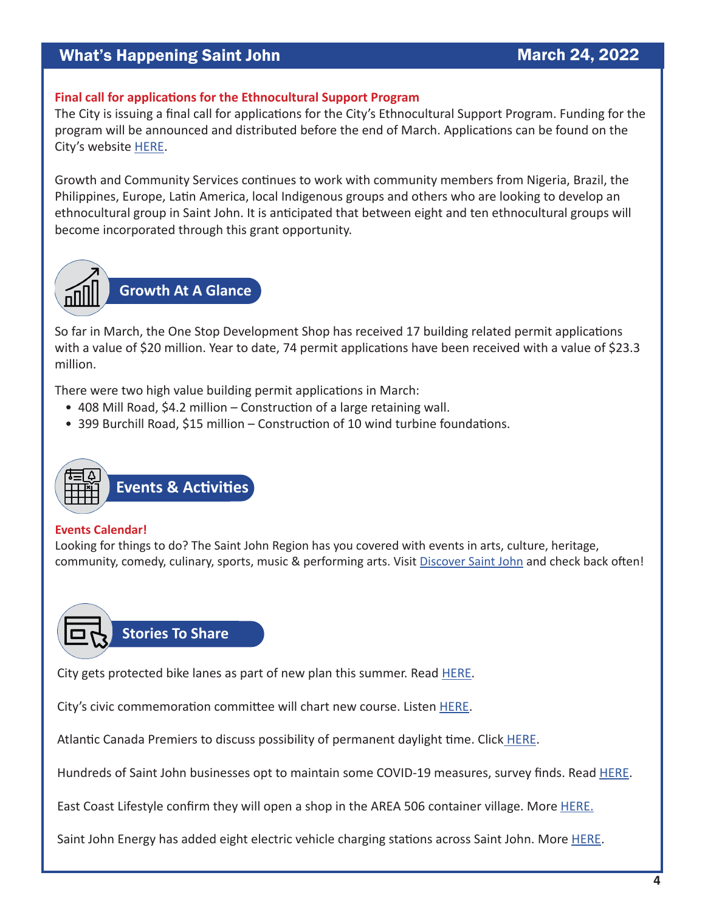**Final call for applications for the Ethnocultural Support Program**

The City is issuing a final call for applications for the City's Ethnocultural Support Program. Funding for the program will be announced and distributed before the end of March. Applications can be found on the City's website HERE.

Growth and Community Services continues to work with community members from Nigeria, Brazil, the Philippines, Europe, Latin America, local Indigenous groups and others who are looking to develop an ethnocultural group in Saint John. It is anticipated that between eight and ten ethnocultural groups will become incorporated through this grant opportunity.

## Growth At A Glance

So far in March, the One Stop Development Shop has received 17 building related permit applications with a value of $20 million. Year to date, 74 permit applications have been received with a value of $23.3 million.

There were two high value building permit applications in March:

- 408 Mill Road, $4.2 million – Construction of a large retaining wall.
- 399 Burchill Road, $15 million – Construction of 10 wind turbine foundations.

## Events & Activities

**Events Calendar!**

Looking for things to do? The Saint John Region has you covered with events in arts, culture, heritage, community, comedy, culinary, sports, music & performing arts. Visit Discover Saint John and check back often!

## Stories To Share

City gets protected bike lanes as part of new plan this summer. Read HERE.

City's civic commemoration committee will chart new course. Listen HERE.

Atlantic Canada Premiers to discuss possibility of permanent daylight time. Click HERE.

Hundreds of Saint John businesses opt to maintain some COVID-19 measures, survey finds. Read HERE.

East Coast Lifestyle confirm they will open a shop in the AREA 506 container village. More HERE.

Saint John Energy has added eight electric vehicle charging stations across Saint John. More HERE.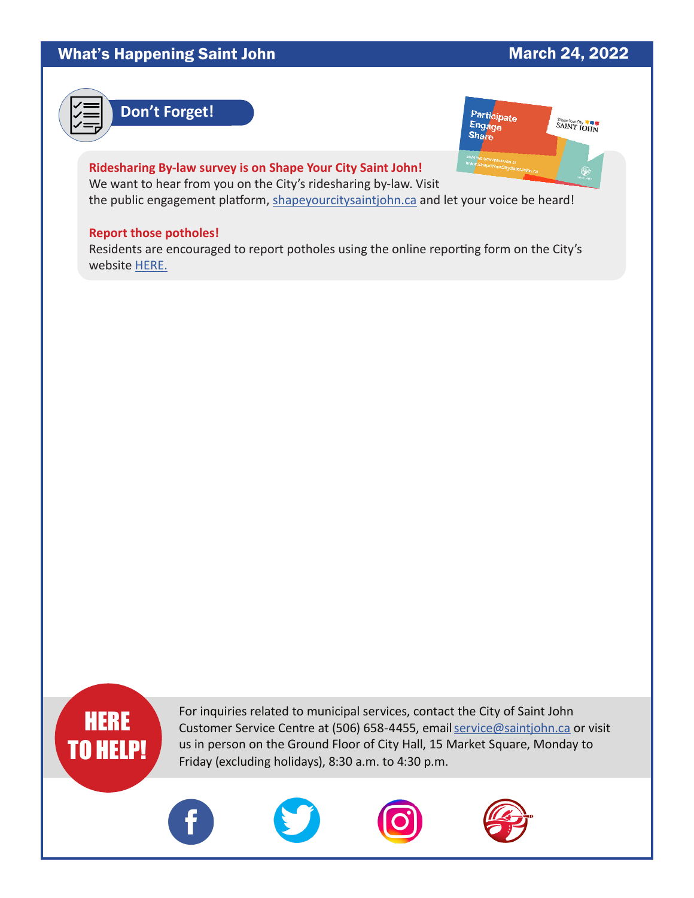## Don't Forget!

**Ridesharing By-law survey is on Shape Your City Saint John!**
We want to hear from you on the City's ridesharing by-law. Visit the public engagement platform, shapeyourcitysaintjohn.ca and let your voice be heard!

**Report those potholes!**
Residents are encouraged to report potholes using the online reporting form on the City's website HERE.

**HERE TO HELP!**

For inquiries related to municipal services, contact the City of Saint John Customer Service Centre at (506) 658-4455, email service@saintjohn.ca or visit us in person on the Ground Floor of City Hall, 15 Market Square, Monday to Friday (excluding holidays), 8:30 a.m. to 4:30 p.m.